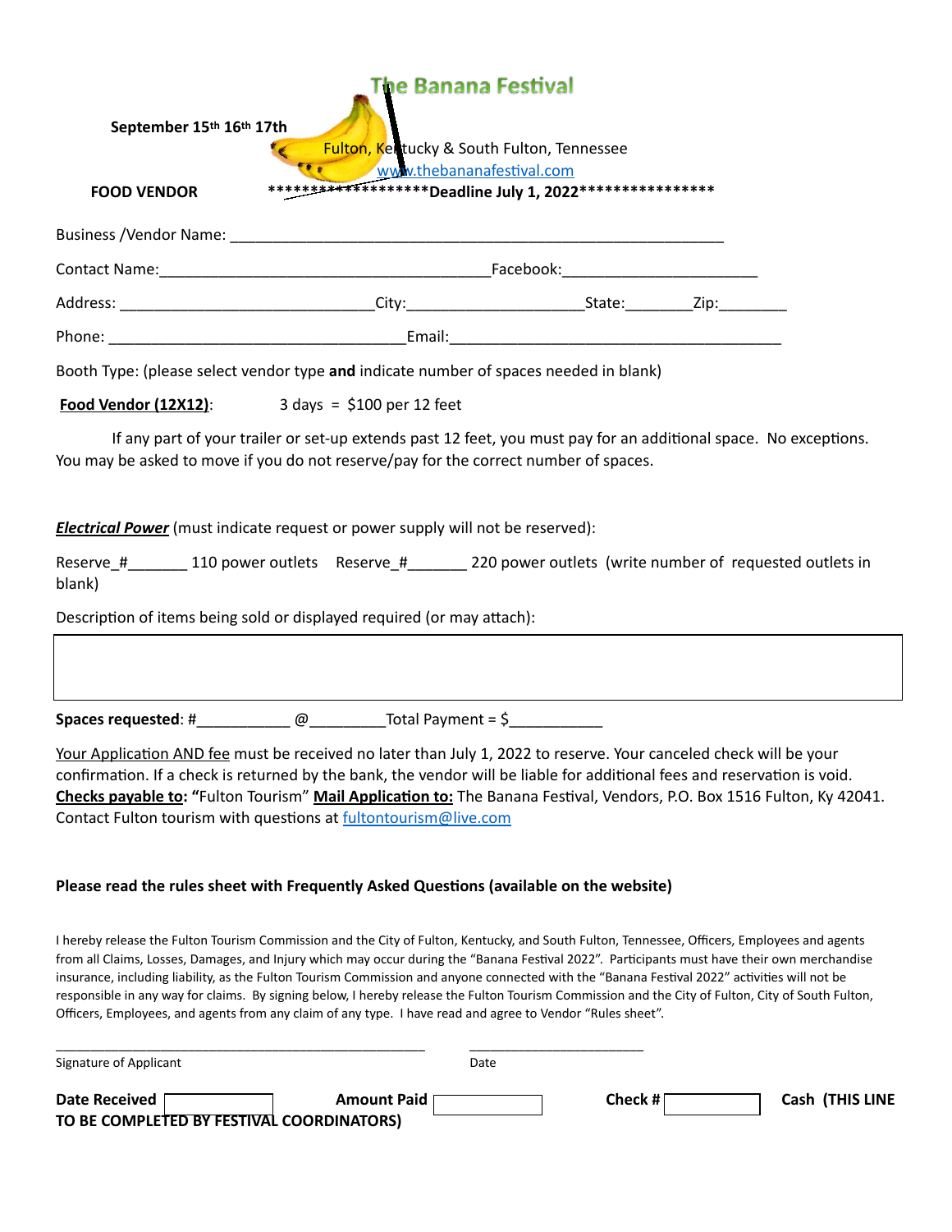# The Banana Festival

**September 15th 16th 17th**

Fulton, Kentucky & South Fulton, Tennessee

www.thebananafestival.com

**FOOD VENDOR** ******************Deadline July 1, 2022****************

Business /Vendor Name: ____________________________________________________________

Contact Name:_______________________________________Facebook:_______________________

Address: ______________________________City:____________________State:________Zip:________

Phone: ___________________________________Email:_______________________________________

Booth Type: (please select vendor type **and** indicate number of spaces needed in blank)

**Food Vendor (12X12)**: 3 days = $100 per 12 feet

If any part of your trailer or set-up extends past 12 feet, you must pay for an additional space. No exceptions. You may be asked to move if you do not reserve/pay for the correct number of spaces.

***Electrical Power*** (must indicate request or power supply will not be reserved):

Reserve_#_______ 110 power outlets Reserve_#_______ 220 power outlets (write number of requested outlets in blank)

Description of items being sold or displayed required (or may attach):

| |
|---|
| |

**Spaces requested**: #___________ @_________Total Payment = $___________

Your Application AND fee must be received no later than July 1, 2022 to reserve. Your canceled check will be your confirmation. If a check is returned by the bank, the vendor will be liable for additional fees and reservation is void. **Checks payable to: "**Fulton Tourism" **Mail Application to:** The Banana Festival, Vendors, P.O. Box 1516 Fulton, Ky 42041. Contact Fulton tourism with questions at fultontourism@live.com

**Please read the rules sheet with Frequently Asked Questions (available on the website)**

I hereby release the Fulton Tourism Commission and the City of Fulton, Kentucky, and South Fulton, Tennessee, Officers, Employees and agents from all Claims, Losses, Damages, and Injury which may occur during the "Banana Festival 2022". Participants must have their own merchandise insurance, including liability, as the Fulton Tourism Commission and anyone connected with the "Banana Festival 2022" activities will not be responsible in any way for claims. By signing below, I hereby release the Fulton Tourism Commission and the City of Fulton, City of South Fulton, Officers, Employees, and agents from any claim of any type. I have read and agree to Vendor "Rules sheet".

___________________________________________________ ________________________

Signature of Applicant Date

**Date Received** [ ] **Amount Paid** [ ] **Check #** [ ] **Cash (THIS LINE TO BE COMPLETED BY FESTIVAL COORDINATORS)**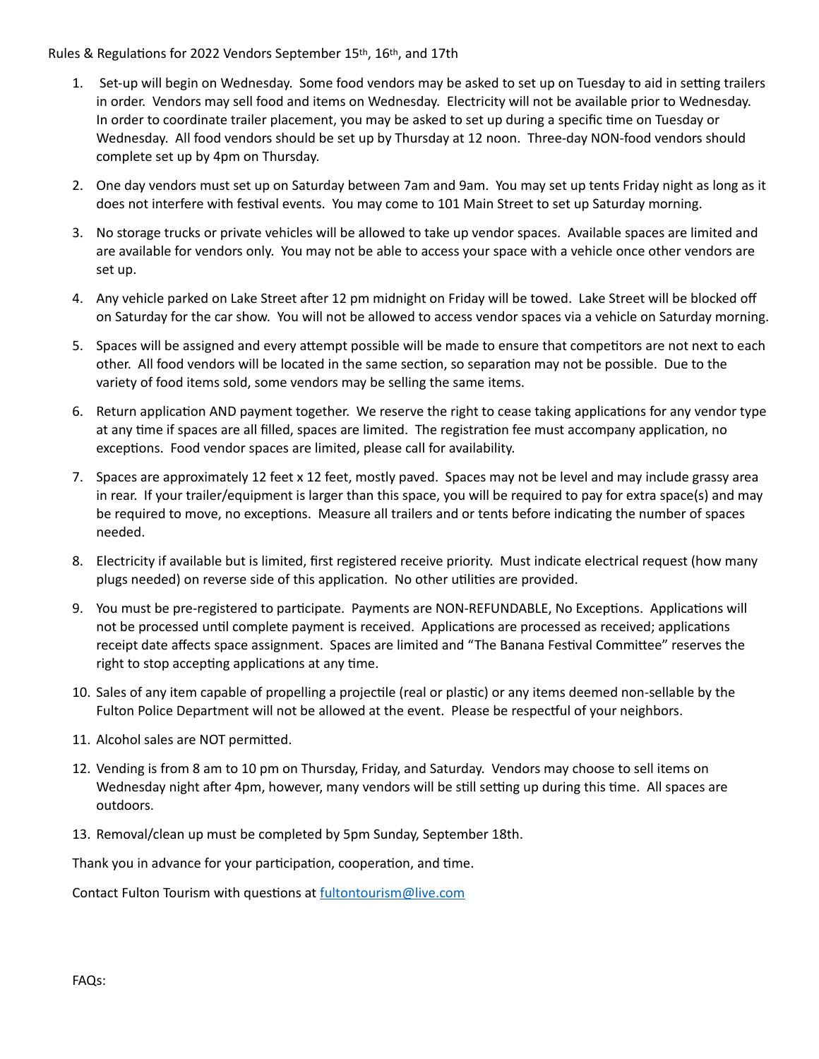Rules & Regulations for 2022 Vendors September 15th, 16th, and 17th

1. Set-up will begin on Wednesday. Some food vendors may be asked to set up on Tuesday to aid in setting trailers in order. Vendors may sell food and items on Wednesday. Electricity will not be available prior to Wednesday. In order to coordinate trailer placement, you may be asked to set up during a specific time on Tuesday or Wednesday. All food vendors should be set up by Thursday at 12 noon. Three-day NON-food vendors should complete set up by 4pm on Thursday.

2. One day vendors must set up on Saturday between 7am and 9am. You may set up tents Friday night as long as it does not interfere with festival events. You may come to 101 Main Street to set up Saturday morning.

3. No storage trucks or private vehicles will be allowed to take up vendor spaces. Available spaces are limited and are available for vendors only. You may not be able to access your space with a vehicle once other vendors are set up.

4. Any vehicle parked on Lake Street after 12 pm midnight on Friday will be towed. Lake Street will be blocked off on Saturday for the car show. You will not be allowed to access vendor spaces via a vehicle on Saturday morning.

5. Spaces will be assigned and every attempt possible will be made to ensure that competitors are not next to each other. All food vendors will be located in the same section, so separation may not be possible. Due to the variety of food items sold, some vendors may be selling the same items.

6. Return application AND payment together. We reserve the right to cease taking applications for any vendor type at any time if spaces are all filled, spaces are limited. The registration fee must accompany application, no exceptions. Food vendor spaces are limited, please call for availability.

7. Spaces are approximately 12 feet x 12 feet, mostly paved. Spaces may not be level and may include grassy area in rear. If your trailer/equipment is larger than this space, you will be required to pay for extra space(s) and may be required to move, no exceptions. Measure all trailers and or tents before indicating the number of spaces needed.

8. Electricity if available but is limited, first registered receive priority. Must indicate electrical request (how many plugs needed) on reverse side of this application. No other utilities are provided.

9. You must be pre-registered to participate. Payments are NON-REFUNDABLE, No Exceptions. Applications will not be processed until complete payment is received. Applications are processed as received; applications receipt date affects space assignment. Spaces are limited and "The Banana Festival Committee" reserves the right to stop accepting applications at any time.

10. Sales of any item capable of propelling a projectile (real or plastic) or any items deemed non-sellable by the Fulton Police Department will not be allowed at the event. Please be respectful of your neighbors.

11. Alcohol sales are NOT permitted.

12. Vending is from 8 am to 10 pm on Thursday, Friday, and Saturday. Vendors may choose to sell items on Wednesday night after 4pm, however, many vendors will be still setting up during this time. All spaces are outdoors.

13. Removal/clean up must be completed by 5pm Sunday, September 18th.

Thank you in advance for your participation, cooperation, and time.

Contact Fulton Tourism with questions at fultontourism@live.com

FAQs: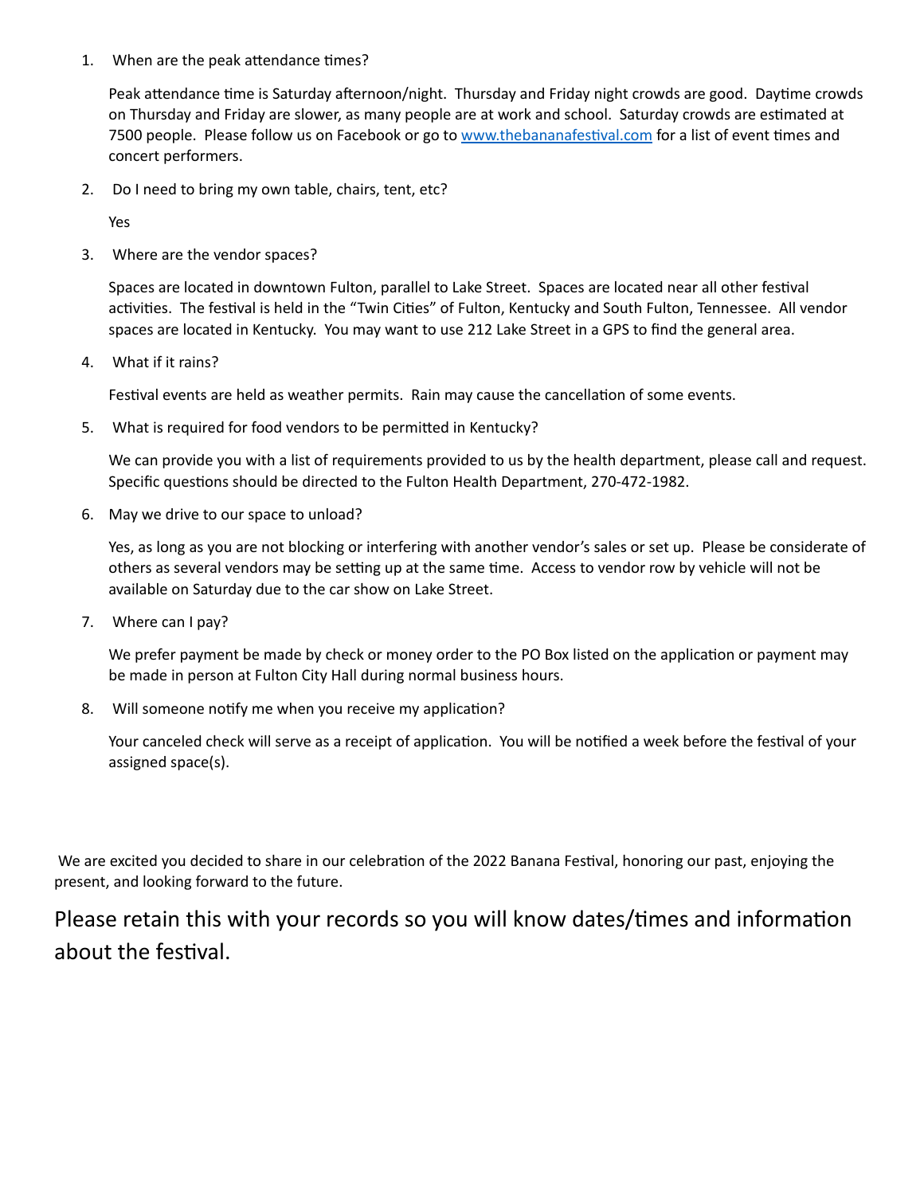1. When are the peak attendance times?

   Peak attendance time is Saturday afternoon/night. Thursday and Friday night crowds are good. Daytime crowds on Thursday and Friday are slower, as many people are at work and school. Saturday crowds are estimated at 7500 people. Please follow us on Facebook or go to [www.thebananafestival.com](http://www.thebananafestival.com) for a list of event times and concert performers.

2. Do I need to bring my own table, chairs, tent, etc?

   Yes

3. Where are the vendor spaces?

   Spaces are located in downtown Fulton, parallel to Lake Street. Spaces are located near all other festival activities. The festival is held in the "Twin Cities" of Fulton, Kentucky and South Fulton, Tennessee. All vendor spaces are located in Kentucky. You may want to use 212 Lake Street in a GPS to find the general area.

4. What if it rains?

   Festival events are held as weather permits. Rain may cause the cancellation of some events.

5. What is required for food vendors to be permitted in Kentucky?

   We can provide you with a list of requirements provided to us by the health department, please call and request. Specific questions should be directed to the Fulton Health Department, 270-472-1982.

6. May we drive to our space to unload?

   Yes, as long as you are not blocking or interfering with another vendor's sales or set up. Please be considerate of others as several vendors may be setting up at the same time. Access to vendor row by vehicle will not be available on Saturday due to the car show on Lake Street.

7. Where can I pay?

   We prefer payment be made by check or money order to the PO Box listed on the application or payment may be made in person at Fulton City Hall during normal business hours.

8. Will someone notify me when you receive my application?

   Your canceled check will serve as a receipt of application. You will be notified a week before the festival of your assigned space(s).

We are excited you decided to share in our celebration of the 2022 Banana Festival, honoring our past, enjoying the present, and looking forward to the future.

Please retain this with your records so you will know dates/times and information about the festival.